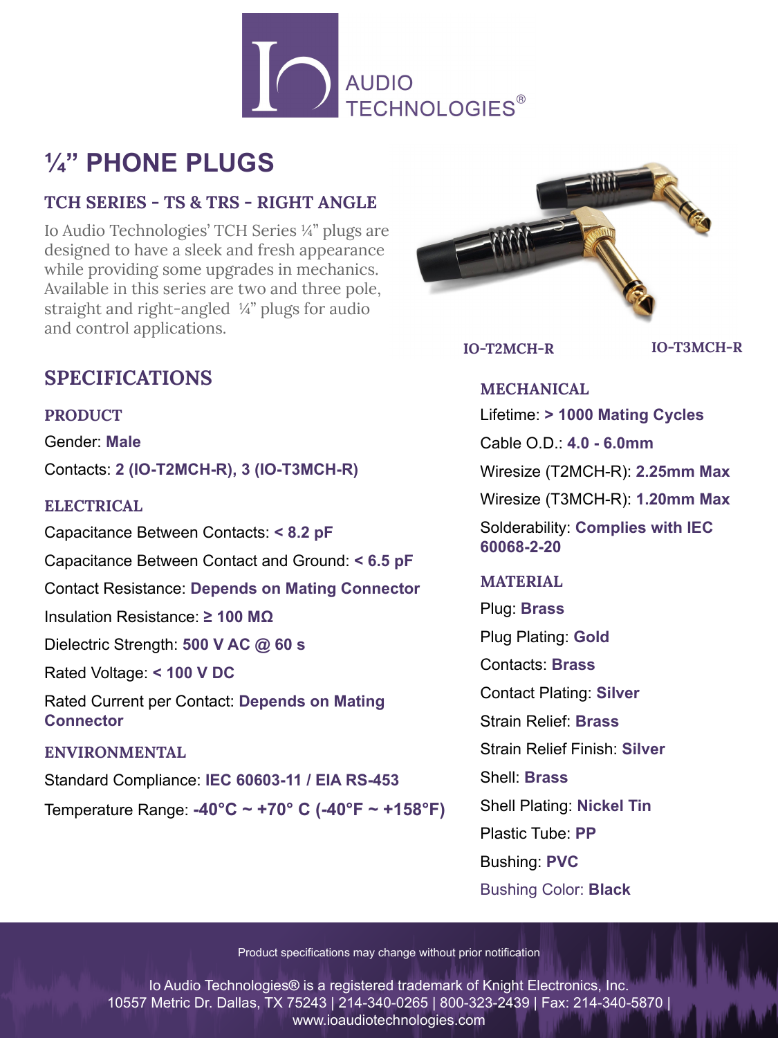AUDIO TECHNOLOGIES®

# ¼” PHONE PLUGS

## TCH SERIES - TS & TRS - RIGHT ANGLE

Io Audio Technologies’ TCH Series ¼” plugs are designed to have a sleek and fresh appearance while providing some upgrades in mechanics. Available in this series are two and three pole, straight and right-angled ¼” plugs for audio and control applications.

IO-T2MCH-R IO-T3MCH-R

## SPECIFICATIONS

### PRODUCT

Gender: **Male**

Contacts: **2 (IO-T2MCH-R), 3 (IO-T3MCH-R)**

### ELECTRICAL

Capacitance Between Contacts: **< 8.2 pF**

Capacitance Between Contact and Ground: **< 6.5 pF**

Contact Resistance: **Depends on Mating Connector**

Insulation Resistance: **≥ 100 MΩ**

Dielectric Strength: **500 V AC @ 60 s**

Rated Voltage: **< 100 V DC**

Rated Current per Contact: **Depends on Mating Connector**

### ENVIRONMENTAL

Standard Compliance: **IEC 60603-11 / EIA RS-453**

Temperature Range: **-40°C ~ +70° C (-40°F ~ +158°F)**

### MECHANICAL

Lifetime: **> 1000 Mating Cycles**

Cable O.D.: **4.0 - 6.0mm**

Wiresize (T2MCH-R): **2.25mm Max**

Wiresize (T3MCH-R): **1.20mm Max**

Solderability: **Complies with IEC 60068-2-20**

### MATERIAL

Plug: **Brass**

Plug Plating: **Gold**

Contacts: **Brass**

Contact Plating: **Silver**

Strain Relief: **Brass**

Strain Relief Finish: **Silver**

Shell: **Brass**

Shell Plating: **Nickel Tin**

Plastic Tube: **PP**

Bushing: **PVC**

Bushing Color: **Black**

Product specifications may change without prior notification

Io Audio Technologies® is a registered trademark of Knight Electronics, Inc.
10557 Metric Dr. Dallas, TX 75243 | 214-340-0265 | 800-323-2439 | Fax: 214-340-5870 |
www.ioaudiotechnologies.com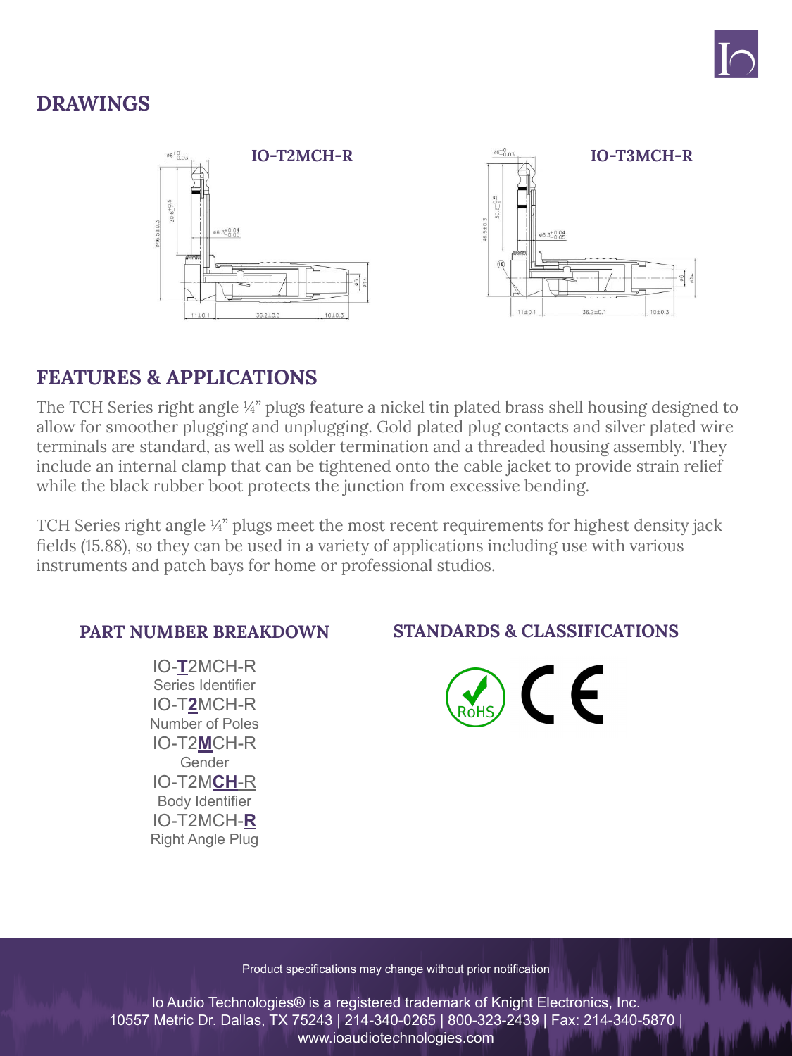## DRAWINGS

IO-T2MCH-R

ø6 +0 -0.03

30.6 +0.5 -1

ø46.5±0.3

ø6.3 +0.04 -0.05

ø6

ø14

11±0.1

36.2±0.3

10±0.3

IO-T3MCH-R

ø6 +0 -0.03

30.6 +0.5 -1

46.5±0.3

ø6.3 +0.04 -0.05

18

ø6

ø14

11±0.1

36.2±0.1

10±0.3

## FEATURES & APPLICATIONS

The TCH Series right angle ¼" plugs feature a nickel tin plated brass shell housing designed to allow for smoother plugging and unplugging. Gold plated plug contacts and silver plated wire terminals are standard, as well as solder termination and a threaded housing assembly. They include an internal clamp that can be tightened onto the cable jacket to provide strain relief while the black rubber boot protects the junction from excessive bending.

TCH Series right angle ¼" plugs meet the most recent requirements for highest density jack fields (15.88), so they can be used in a variety of applications including use with various instruments and patch bays for home or professional studios.

### PART NUMBER BREAKDOWN

IO-**T**2MCH-R
Series Identifier

IO-T**2**MCH-R
Number of Poles

IO-T2**M**CH-R
Gender

IO-T2M**CH**-R
Body Identifier

IO-T2MCH-**R**
Right Angle Plug

### STANDARDS & CLASSIFICATIONS

RoHS

CE

Product specifications may change without prior notification

Io Audio Technologies® is a registered trademark of Knight Electronics, Inc.
10557 Metric Dr. Dallas, TX 75243 | 214-340-0265 | 800-323-2439 | Fax: 214-340-5870 |
www.ioaudiotechnologies.com